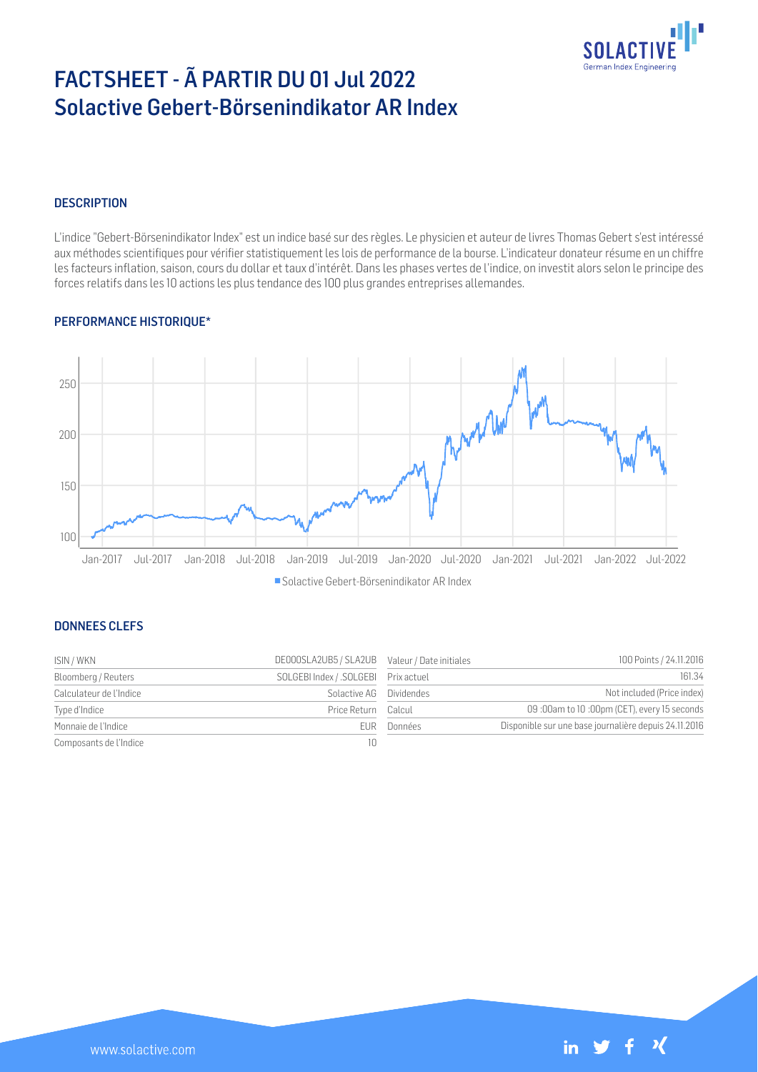# FACTSHEET - Ã PARTIR DU 01 Jul 2022
# Solactive Gebert-Börsenindikator AR Index

## DESCRIPTION

L'indice "Gebert-Börsenindikator Index" est un indice basé sur des règles. Le physicien et auteur de livres Thomas Gebert s'est intéressé aux méthodes scientifiques pour vérifier statistiquement les lois de performance de la bourse. L'indicateur donateur résume en un chiffre les facteurs inflation, saison, cours du dollar et taux d'intérêt. Dans les phases vertes de l'indice, on investit alors selon le principe des forces relatifs dans les 10 actions les plus tendance des 100 plus grandes entreprises allemandes.

## PERFORMANCE HISTORIQUE*

■ Solactive Gebert-Börsenindikator AR Index

## DONNEES CLEFS

| | | | |
|---|---|---|---|
| ISIN / WKN | DE000SLA2UB5 / SLA2UB | Valeur / Date initiales | 100 Points / 24.11.2016 |
| Bloomberg / Reuters | SOLGEBI Index / .SOLGEBI | Prix actuel | 161.34 |
| Calculateur de l'Indice | Solactive AG | Dividendes | Not included (Price index) |
| Type d'Indice | Price Return | Calcul | 09 :00am to 10 :00pm (CET), every 15 seconds |
| Monnaie de l'Indice | EUR | Données | Disponible sur une base journalière depuis 24.11.2016 |
| Composants de l'Indice | 10 | | |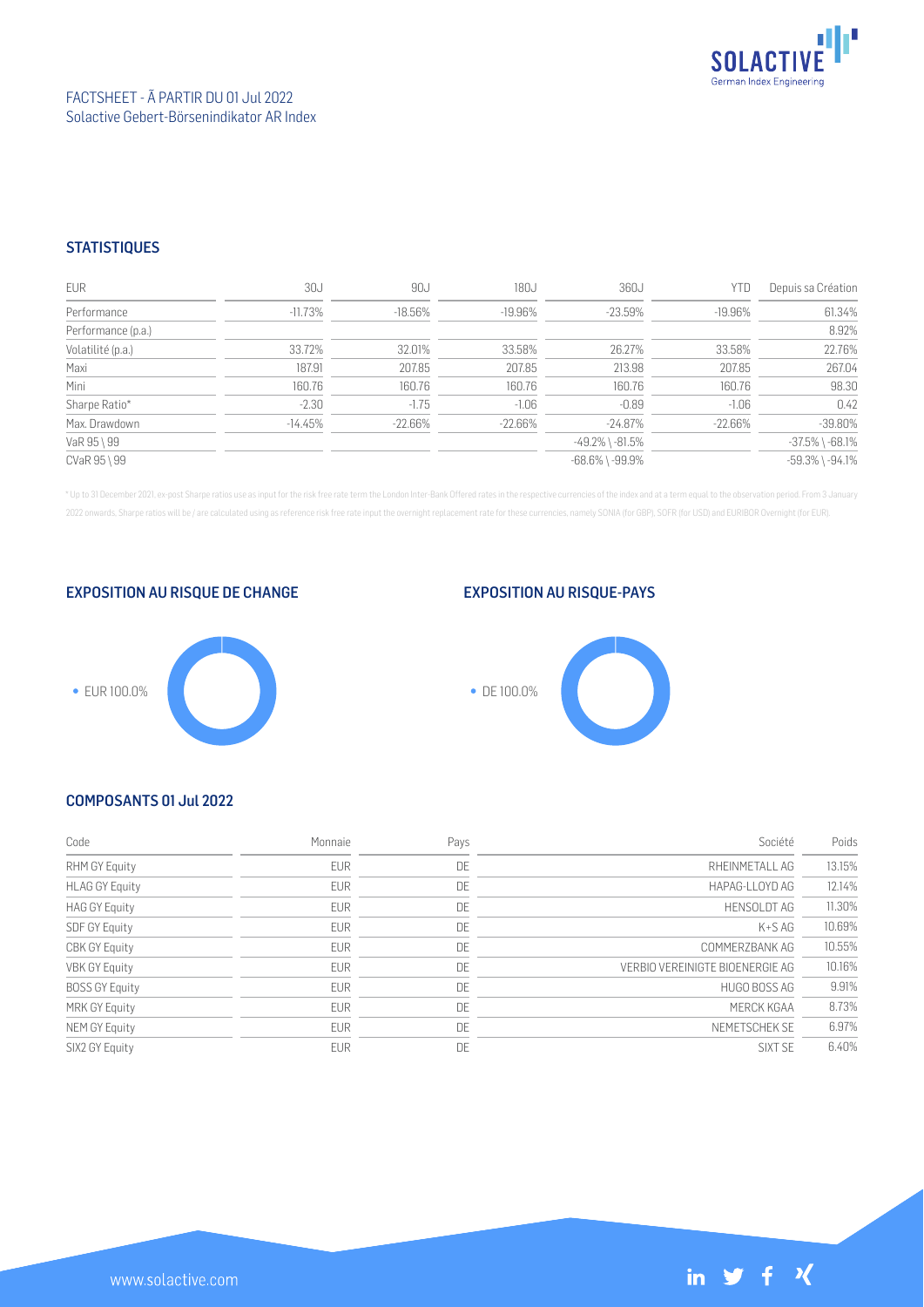FACTSHEET - À PARTIR DU 01 Jul 2022
Solactive Gebert-Börsenindikator AR Index

## STATISTIQUES

| EUR | 30J | 90J | 180J | 360J | YTD | Depuis sa Création |
|---|---|---|---|---|---|---|
| Performance | -11.73% | -18.56% | -19.96% | -23.59% | -19.96% | 61.34% |
| Performance (p.a.) | | | | | | 8.92% |
| Volatilité (p.a.) | 33.72% | 32.01% | 33.58% | 26.27% | 33.58% | 22.76% |
| Maxi | 187.91 | 207.85 | 207.85 | 213.98 | 207.85 | 267.04 |
| Mini | 160.76 | 160.76 | 160.76 | 160.76 | 160.76 | 98.30 |
| Sharpe Ratio* | -2.30 | -1.75 | -1.06 | -0.89 | -1.06 | 0.42 |
| Max. Drawdown | -14.45% | -22.66% | -22.66% | -24.87% | -22.66% | -39.80% |
| VaR 95 \ 99 | | | | -49.2% \ -81.5% | | -37.5% \ -68.1% |
| CVaR 95 \ 99 | | | | -68.6% \ -99.9% | | -59.3% \ -94.1% |

* Up to 31 December 2021, ex-post Sharpe ratios use as input for the risk free rate term the London Inter-Bank Offered rates in the respective currencies of the index and at a term equal to the observation period. From 3 January 2022 onwards, Sharpe ratios will be / are calculated using as reference risk free rate input the overnight replacement rate for these currencies, namely SONIA (for GBP), SOFR (for USD) and EURIBOR Overnight (for EUR).

## EXPOSITION AU RISQUE DE CHANGE

- EUR 100.0%

## EXPOSITION AU RISQUE-PAYS

- DE 100.0%

## COMPOSANTS 01 Jul 2022

| Code | Monnaie | Pays | Société | Poids |
|---|---|---|---|---|
| RHM GY Equity | EUR | DE | RHEINMETALL AG | 13.15% |
| HLAG GY Equity | EUR | DE | HAPAG-LLOYD AG | 12.14% |
| HAG GY Equity | EUR | DE | HENSOLDT AG | 11.30% |
| SDF GY Equity | EUR | DE | K+S AG | 10.69% |
| CBK GY Equity | EUR | DE | COMMERZBANK AG | 10.55% |
| VBK GY Equity | EUR | DE | VERBIO VEREINIGTE BIOENERGIE AG | 10.16% |
| BOSS GY Equity | EUR | DE | HUGO BOSS AG | 9.91% |
| MRK GY Equity | EUR | DE | MERCK KGAA | 8.73% |
| NEM GY Equity | EUR | DE | NEMETSCHEK SE | 6.97% |
| SIX2 GY Equity | EUR | DE | SIXT SE | 6.40% |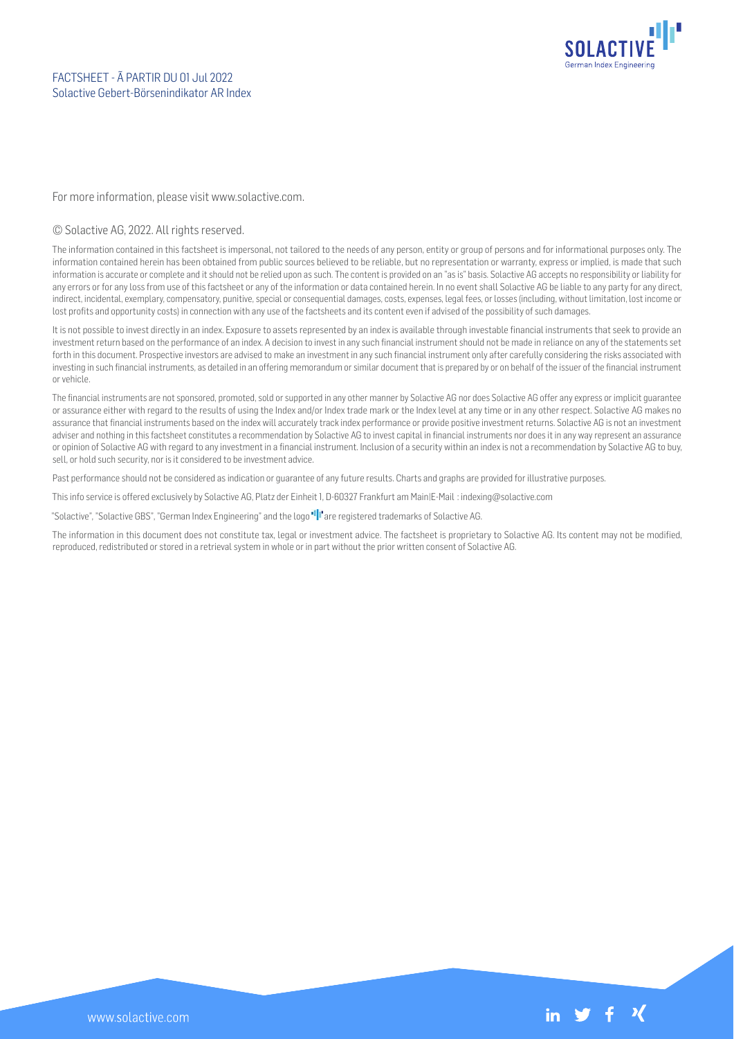For more information, please visit www.solactive.com.

© Solactive AG, 2022. All rights reserved.

The information contained in this factsheet is impersonal, not tailored to the needs of any person, entity or group of persons and for informational purposes only. The information contained herein has been obtained from public sources believed to be reliable, but no representation or warranty, express or implied, is made that such information is accurate or complete and it should not be relied upon as such. The content is provided on an "as is" basis. Solactive AG accepts no responsibility or liability for any errors or for any loss from use of this factsheet or any of the information or data contained herein. In no event shall Solactive AG be liable to any party for any direct, indirect, incidental, exemplary, compensatory, punitive, special or consequential damages, costs, expenses, legal fees, or losses (including, without limitation, lost income or lost profits and opportunity costs) in connection with any use of the factsheets and its content even if advised of the possibility of such damages.

It is not possible to invest directly in an index. Exposure to assets represented by an index is available through investable financial instruments that seek to provide an investment return based on the performance of an index. A decision to invest in any such financial instrument should not be made in reliance on any of the statements set forth in this document. Prospective investors are advised to make an investment in any such financial instrument only after carefully considering the risks associated with investing in such financial instruments, as detailed in an offering memorandum or similar document that is prepared by or on behalf of the issuer of the financial instrument or vehicle.

The financial instruments are not sponsored, promoted, sold or supported in any other manner by Solactive AG nor does Solactive AG offer any express or implicit guarantee or assurance either with regard to the results of using the Index and/or Index trade mark or the Index level at any time or in any other respect. Solactive AG makes no assurance that financial instruments based on the index will accurately track index performance or provide positive investment returns. Solactive AG is not an investment adviser and nothing in this factsheet constitutes a recommendation by Solactive AG to invest capital in financial instruments nor does it in any way represent an assurance or opinion of Solactive AG with regard to any investment in a financial instrument. Inclusion of a security within an index is not a recommendation by Solactive AG to buy, sell, or hold such security, nor is it considered to be investment advice.

Past performance should not be considered as indication or guarantee of any future results. Charts and graphs are provided for illustrative purposes.

This info service is offered exclusively by Solactive AG, Platz der Einheit 1, D-60327 Frankfurt am Main|E-Mail : indexing@solactive.com

"Solactive", "Solactive GBS", "German Index Engineering" and the logo are registered trademarks of Solactive AG.

The information in this document does not constitute tax, legal or investment advice. The factsheet is proprietary to Solactive AG. Its content may not be modified, reproduced, redistributed or stored in a retrieval system in whole or in part without the prior written consent of Solactive AG.